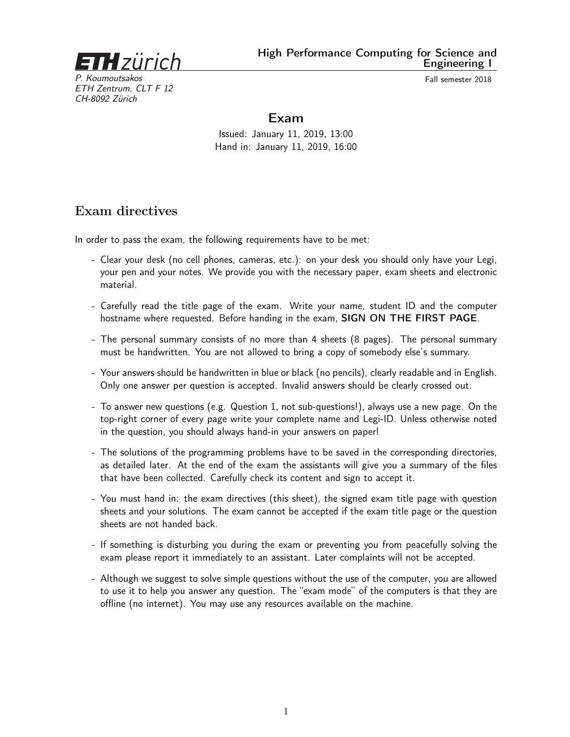**ETH zürich**

**High Performance Computing for Science and Engineering I**

*P. Koumoutsakos*
*ETH Zentrum, CLT F 12*
*CH-8092 Zürich*

Fall semester 2018

# Exam

Issued: January 11, 2019, 13:00
Hand in: January 11, 2019, 16:00

## Exam directives

In order to pass the exam, the following requirements have to be met:

- Clear your desk (no cell phones, cameras, etc.): on your desk you should only have your Legi, your pen and your notes. We provide you with the necessary paper, exam sheets and electronic material.
- Carefully read the title page of the exam. Write your name, student ID and the computer hostname where requested. Before handing in the exam, **SIGN ON THE FIRST PAGE**.
- The personal summary consists of no more than 4 sheets (8 pages). The personal summary must be handwritten. You are not allowed to bring a copy of somebody else's summary.
- Your answers should be handwritten in blue or black (no pencils), clearly readable and in English. Only one answer per question is accepted. Invalid answers should be clearly crossed out.
- To answer new questions (e.g. Question 1, not sub-questions!), always use a new page. On the top-right corner of every page write your complete name and Legi-ID. Unless otherwise noted in the question, you should always hand-in your answers on paper!
- The solutions of the programming problems have to be saved in the corresponding directories, as detailed later. At the end of the exam the assistants will give you a summary of the files that have been collected. Carefully check its content and sign to accept it.
- You must hand in: the exam directives (this sheet), the signed exam title page with question sheets and your solutions. The exam cannot be accepted if the exam title page or the question sheets are not handed back.
- If something is disturbing you during the exam or preventing you from peacefully solving the exam please report it immediately to an assistant. Later complaints will not be accepted.
- Although we suggest to solve simple questions without the use of the computer, you are allowed to use it to help you answer any question. The "exam mode" of the computers is that they are offline (no internet). You may use any resources available on the machine.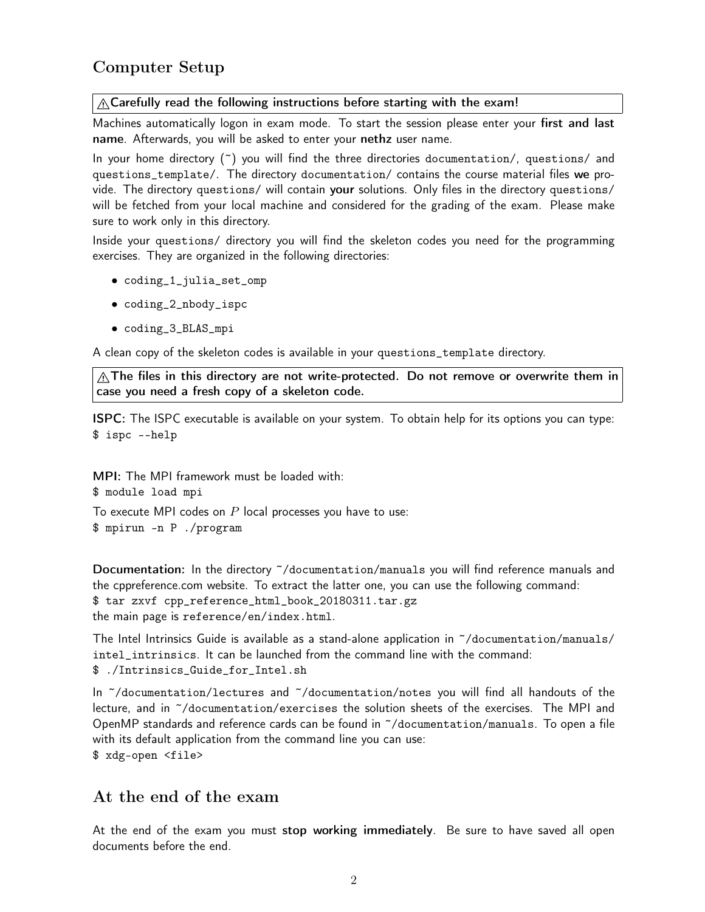## Computer Setup

> ⚠ **Carefully read the following instructions before starting with the exam!**

Machines automatically logon in exam mode. To start the session please enter your **first and last name**. Afterwards, you will be asked to enter your **nethz** user name.

In your home directory (~) you will find the three directories `documentation/`, `questions/` and `questions_template/`. The directory `documentation/` contains the course material files **we** provide. The directory `questions/` will contain **your** solutions. Only files in the directory `questions/` will be fetched from your local machine and considered for the grading of the exam. Please make sure to work only in this directory.

Inside your `questions/` directory you will find the skeleton codes you need for the programming exercises. They are organized in the following directories:

- `coding_1_julia_set_omp`
- `coding_2_nbody_ispc`
- `coding_3_BLAS_mpi`

A clean copy of the skeleton codes is available in your `questions_template` directory.

> ⚠ **The files in this directory are not write-protected. Do not remove or overwrite them in case you need a fresh copy of a skeleton code.**

**ISPC:** The ISPC executable is available on your system. To obtain help for its options you can type:

```
$ ispc --help
```

**MPI:** The MPI framework must be loaded with:

```
$ module load mpi
```

To execute MPI codes on $P$ local processes you have to use:

```
$ mpirun -n P ./program
```

**Documentation:** In the directory `~/documentation/manuals` you will find reference manuals and the cppreference.com website. To extract the latter one, you can use the following command:

```
$ tar zxvf cpp_reference_html_book_20180311.tar.gz
```

the main page is `reference/en/index.html`.

The Intel Intrinsics Guide is available as a stand-alone application in `~/documentation/manuals/intel_intrinsics`. It can be launched from the command line with the command:

```
$ ./Intrinsics_Guide_for_Intel.sh
```

In `~/documentation/lectures` and `~/documentation/notes` you will find all handouts of the lecture, and in `~/documentation/exercises` the solution sheets of the exercises. The MPI and OpenMP standards and reference cards can be found in `~/documentation/manuals`. To open a file with its default application from the command line you can use:

```
$ xdg-open <file>
```

## At the end of the exam

At the end of the exam you must **stop working immediately**. Be sure to have saved all open documents before the end.